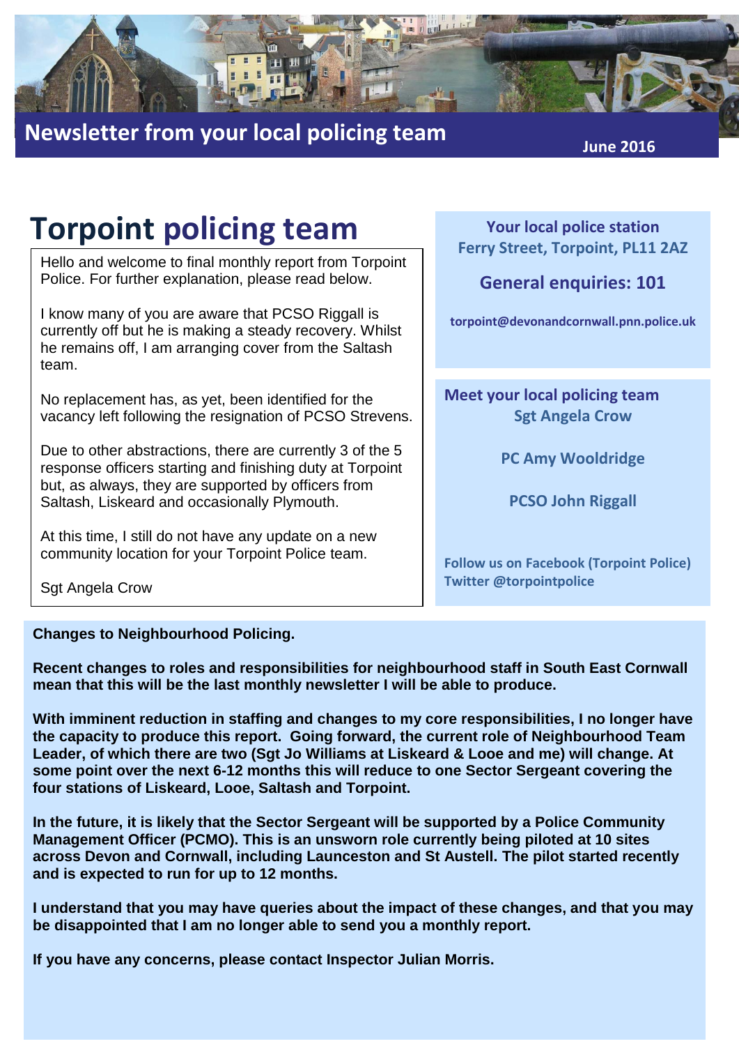**Newsletter from your local policing team**

**June 2016**

# Torpoint policing team

Hello and welcome to final monthly report from Torpoint Police. For further explanation, please read below.

I know many of you are aware that PCSO Riggall is currently off but he is making a steady recovery. Whilst he remains off, I am arranging cover from the Saltash team.

No replacement has, as yet, been identified for the vacancy left following the resignation of PCSO Strevens.

Due to other abstractions, there are currently 3 of the 5 response officers starting and finishing duty at Torpoint but, as always, they are supported by officers from Saltash, Liskeard and occasionally Plymouth.

At this time, I still do not have any update on a new community location for your Torpoint Police team.

Sgt Angela Crow

**Your local police station**
**Ferry Street, Torpoint, PL11 2AZ**

**General enquiries: 101**

**torpoint@devonandcornwall.pnn.police.uk**

**Meet your local policing team**

**Sgt Angela Crow**

**PC Amy Wooldridge**

**PCSO John Riggall**

**Follow us on Facebook (Torpoint Police)**
**Twitter @torpointpolice**

**Changes to Neighbourhood Policing.**

**Recent changes to roles and responsibilities for neighbourhood staff in South East Cornwall mean that this will be the last monthly newsletter I will be able to produce.**

**With imminent reduction in staffing and changes to my core responsibilities, I no longer have the capacity to produce this report. Going forward, the current role of Neighbourhood Team Leader, of which there are two (Sgt Jo Williams at Liskeard & Looe and me) will change. At some point over the next 6-12 months this will reduce to one Sector Sergeant covering the four stations of Liskeard, Looe, Saltash and Torpoint.**

**In the future, it is likely that the Sector Sergeant will be supported by a Police Community Management Officer (PCMO). This is an unsworn role currently being piloted at 10 sites across Devon and Cornwall, including Launceston and St Austell. The pilot started recently and is expected to run for up to 12 months.**

**I understand that you may have queries about the impact of these changes, and that you may be disappointed that I am no longer able to send you a monthly report.**

**If you have any concerns, please contact Inspector Julian Morris.**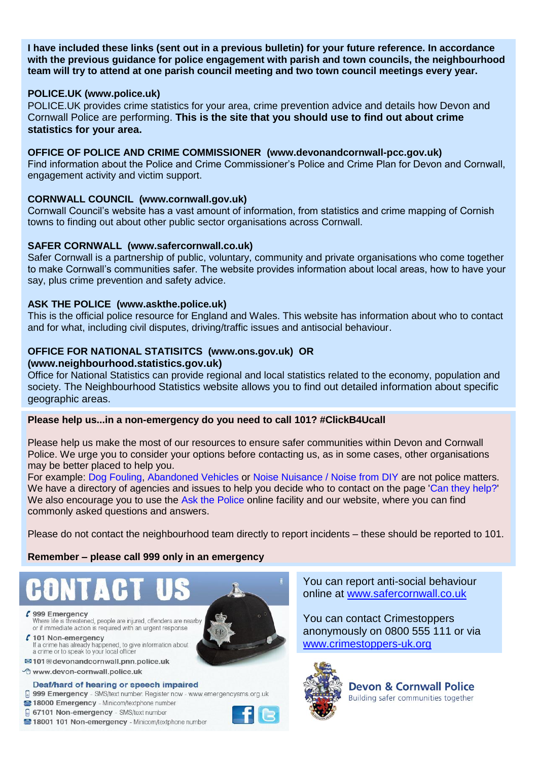**I have included these links (sent out in a previous bulletin) for your future reference. In accordance with the previous guidance for police engagement with parish and town councils, the neighbourhood team will try to attend at one parish council meeting and two town council meetings every year.**

**POLICE.UK (www.police.uk)**
POLICE.UK provides crime statistics for your area, crime prevention advice and details how Devon and Cornwall Police are performing. **This is the site that you should use to find out about crime statistics for your area.**

**OFFICE OF POLICE AND CRIME COMMISSIONER (www.devonandcornwall-pcc.gov.uk)**
Find information about the Police and Crime Commissioner's Police and Crime Plan for Devon and Cornwall, engagement activity and victim support.

**CORNWALL COUNCIL (www.cornwall.gov.uk)**
Cornwall Council's website has a vast amount of information, from statistics and crime mapping of Cornish towns to finding out about other public sector organisations across Cornwall.

**SAFER CORNWALL (www.safercornwall.co.uk)**
Safer Cornwall is a partnership of public, voluntary, community and private organisations who come together to make Cornwall's communities safer. The website provides information about local areas, how to have your say, plus crime prevention and safety advice.

**ASK THE POLICE (www.askthe.police.uk)**
This is the official police resource for England and Wales. This website has information about who to contact and for what, including civil disputes, driving/traffic issues and antisocial behaviour.

**OFFICE FOR NATIONAL STATISITCS (www.ons.gov.uk) OR (www.neighbourhood.statistics.gov.uk)**
Office for National Statistics can provide regional and local statistics related to the economy, population and society. The Neighbourhood Statistics website allows you to find out detailed information about specific geographic areas.

**Please help us...in a non-emergency do you need to call 101? #ClickB4Ucall**

Please help us make the most of our resources to ensure safer communities within Devon and Cornwall Police. We urge you to consider your options before contacting us, as in some cases, other organisations may be better placed to help you.
For example: Dog Fouling, Abandoned Vehicles or Noise Nuisance / Noise from DIY are not police matters. We have a directory of agencies and issues to help you decide who to contact on the page 'Can they help?' We also encourage you to use the Ask the Police online facility and our website, where you can find commonly asked questions and answers.

Please do not contact the neighbourhood team directly to report incidents – these should be reported to 101.

**Remember – please call 999 only in an emergency**

## CONTACT US

**999 Emergency**
Where life is threatened, people are injured, offenders are nearby or if immediate action is required with an urgent response

**101 Non-emergency**
If a crime has already happened, to give information about a crime or to speak to your local officer

101@devonandcornwall.pnn.police.uk

www.devon-cornwall.police.uk

**Deaf/hard of hearing or speech impaired**

- **999 Emergency** - SMS/text number. Register now - www.emergencysms.org.uk
- **18000 Emergency** - Minicom/textphone number
- **67101 Non-emergency** - SMS/text number
- **18001 101 Non-emergency** - Minicom/textphone number

You can report anti-social behaviour online at www.safercornwall.co.uk

You can contact Crimestoppers anonymously on 0800 555 111 or via www.crimestoppers-uk.org

**Devon & Cornwall Police**
Building safer communities together